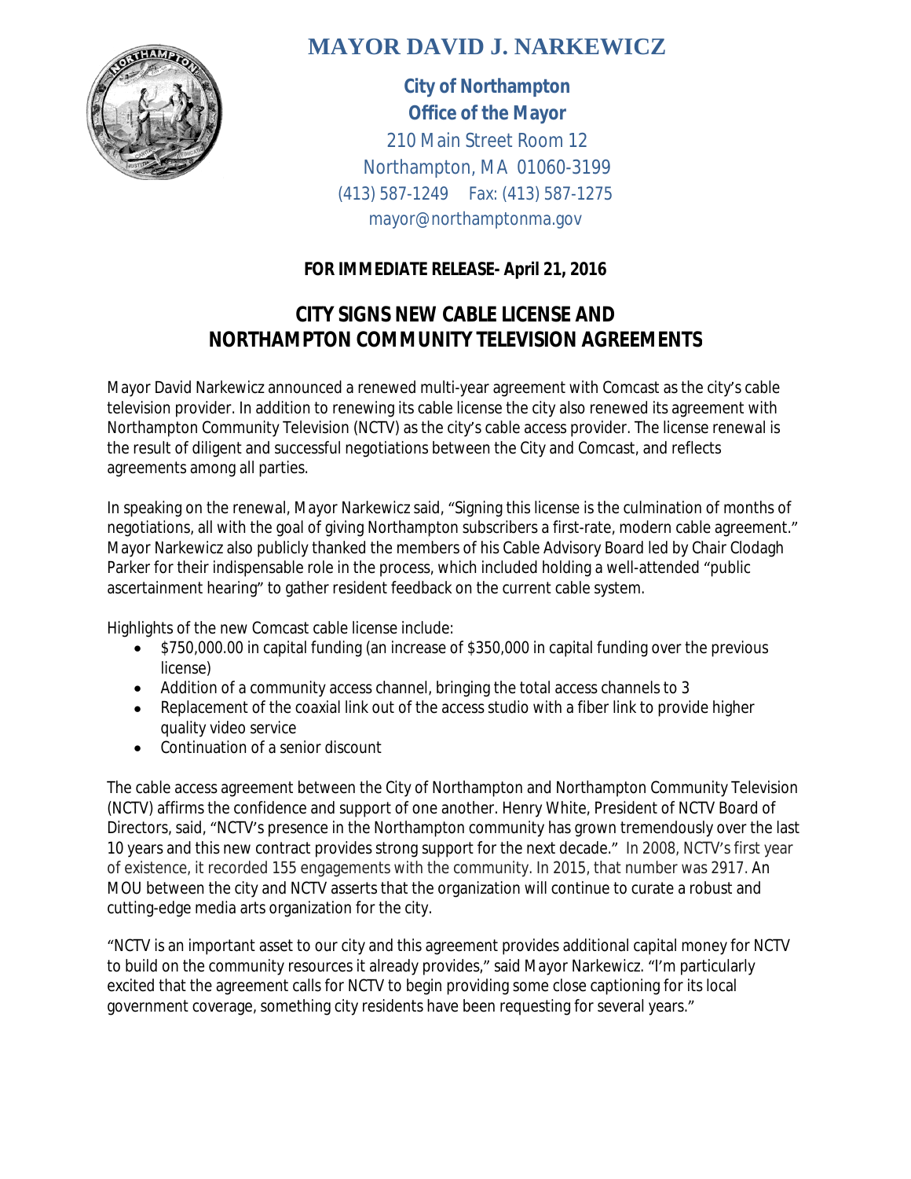# MAYOR DAVID J. NARKEWICZ

**City of Northampton**
**Office of the Mayor**
210 Main Street Room 12
Northampton, MA 01060-3199
(413) 587-1249 Fax: (413) 587-1275
mayor@northamptonma.gov

**FOR IMMEDIATE RELEASE- April 21, 2016**

## CITY SIGNS NEW CABLE LICENSE AND NORTHAMPTON COMMUNITY TELEVISION AGREEMENTS

Mayor David Narkewicz announced a renewed multi-year agreement with Comcast as the city's cable television provider. In addition to renewing its cable license the city also renewed its agreement with Northampton Community Television (NCTV) as the city's cable access provider. The license renewal is the result of diligent and successful negotiations between the City and Comcast, and reflects agreements among all parties.

In speaking on the renewal, Mayor Narkewicz said, "Signing this license is the culmination of months of negotiations, all with the goal of giving Northampton subscribers a first-rate, modern cable agreement." Mayor Narkewicz also publicly thanked the members of his Cable Advisory Board led by Chair Clodagh Parker for their indispensable role in the process, which included holding a well-attended "public ascertainment hearing" to gather resident feedback on the current cable system.

Highlights of the new Comcast cable license include:

- $750,000.00 in capital funding (an increase of $350,000 in capital funding over the previous license)
- Addition of a community access channel, bringing the total access channels to 3
- Replacement of the coaxial link out of the access studio with a fiber link to provide higher quality video service
- Continuation of a senior discount

The cable access agreement between the City of Northampton and Northampton Community Television (NCTV) affirms the confidence and support of one another. Henry White, President of NCTV Board of Directors, said, "NCTV's presence in the Northampton community has grown tremendously over the last 10 years and this new contract provides strong support for the next decade." In 2008, NCTV's first year of existence, it recorded 155 engagements with the community. In 2015, that number was 2917. An MOU between the city and NCTV asserts that the organization will continue to curate a robust and cutting-edge media arts organization for the city.

"NCTV is an important asset to our city and this agreement provides additional capital money for NCTV to build on the community resources it already provides," said Mayor Narkewicz. "I'm particularly excited that the agreement calls for NCTV to begin providing some close captioning for its local government coverage, something city residents have been requesting for several years."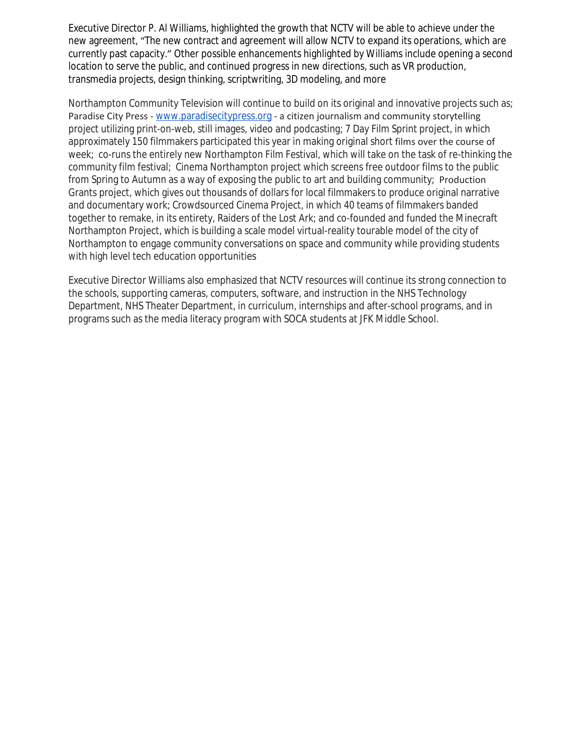Executive Director P. Al Williams, highlighted the growth that NCTV will be able to achieve under the new agreement, "The new contract and agreement will allow NCTV to expand its operations, which are currently past capacity." Other possible enhancements highlighted by Williams include opening a second location to serve the public, and continued progress in new directions, such as VR production, transmedia projects, design thinking, scriptwriting, 3D modeling, and more

Northampton Community Television will continue to build on its original and innovative projects such as; Paradise City Press - [www.paradisecitypress.org](http://www.paradisecitypress.org) - a citizen journalism and community storytelling project utilizing print-on-web, still images, video and podcasting; 7 Day Film Sprint project, in which approximately 150 filmmakers participated this year in making original short films over the course of week; co-runs the entirely new Northampton Film Festival, which will take on the task of re-thinking the community film festival; Cinema Northampton project which screens free outdoor films to the public from Spring to Autumn as a way of exposing the public to art and building community; Production Grants project, which gives out thousands of dollars for local filmmakers to produce original narrative and documentary work; Crowdsourced Cinema Project, in which 40 teams of filmmakers banded together to remake, in its entirety, Raiders of the Lost Ark; and co-founded and funded the Minecraft Northampton Project, which is building a scale model virtual-reality tourable model of the city of Northampton to engage community conversations on space and community while providing students with high level tech education opportunities

Executive Director Williams also emphasized that NCTV resources will continue its strong connection to the schools, supporting cameras, computers, software, and instruction in the NHS Technology Department, NHS Theater Department, in curriculum, internships and after-school programs, and in programs such as the media literacy program with SOCA students at JFK Middle School.